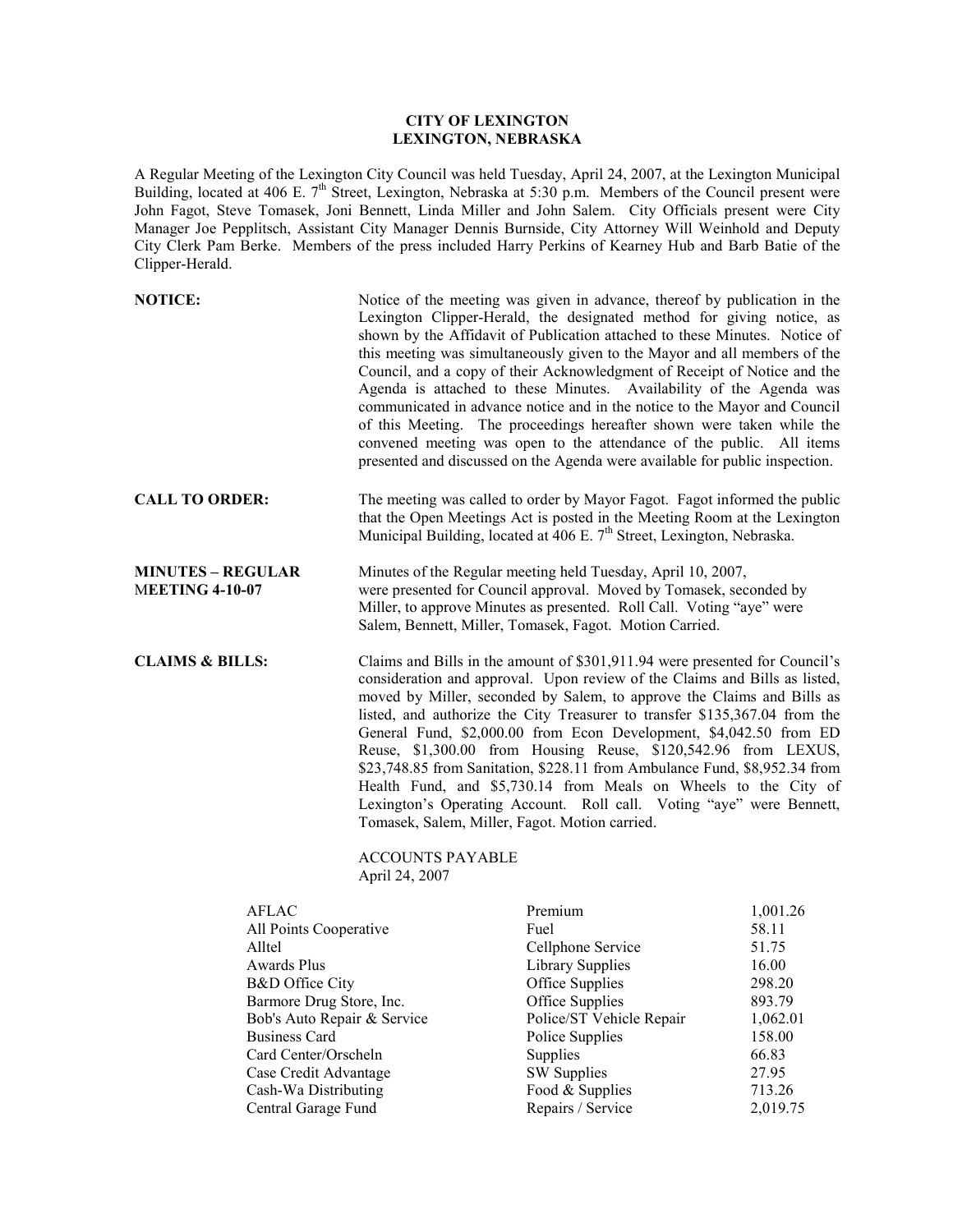# CITY OF LEXINGTON
## LEXINGTON, NEBRASKA

A Regular Meeting of the Lexington City Council was held Tuesday, April 24, 2007, at the Lexington Municipal Building, located at 406 E. 7th Street, Lexington, Nebraska at 5:30 p.m. Members of the Council present were John Fagot, Steve Tomasek, Joni Bennett, Linda Miller and John Salem. City Officials present were City Manager Joe Pepplitsch, Assistant City Manager Dennis Burnside, City Attorney Will Weinhold and Deputy City Clerk Pam Berke. Members of the press included Harry Perkins of Kearney Hub and Barb Batie of the Clipper-Herald.

**NOTICE:** Notice of the meeting was given in advance, thereof by publication in the Lexington Clipper-Herald, the designated method for giving notice, as shown by the Affidavit of Publication attached to these Minutes. Notice of this meeting was simultaneously given to the Mayor and all members of the Council, and a copy of their Acknowledgment of Receipt of Notice and the Agenda is attached to these Minutes. Availability of the Agenda was communicated in advance notice and in the notice to the Mayor and Council of this Meeting. The proceedings hereafter shown were taken while the convened meeting was open to the attendance of the public. All items presented and discussed on the Agenda were available for public inspection.

**CALL TO ORDER:** The meeting was called to order by Mayor Fagot. Fagot informed the public that the Open Meetings Act is posted in the Meeting Room at the Lexington Municipal Building, located at 406 E. 7th Street, Lexington, Nebraska.

**MINUTES – REGULAR MEETING 4-10-07** Minutes of the Regular meeting held Tuesday, April 10, 2007, were presented for Council approval. Moved by Tomasek, seconded by Miller, to approve Minutes as presented. Roll Call. Voting "aye" were Salem, Bennett, Miller, Tomasek, Fagot. Motion Carried.

**CLAIMS & BILLS:** Claims and Bills in the amount of $301,911.94 were presented for Council's consideration and approval. Upon review of the Claims and Bills as listed, moved by Miller, seconded by Salem, to approve the Claims and Bills as listed, and authorize the City Treasurer to transfer $135,367.04 from the General Fund, $2,000.00 from Econ Development, $4,042.50 from ED Reuse, $1,300.00 from Housing Reuse, $120,542.96 from LEXUS, $23,748.85 from Sanitation, $228.11 from Ambulance Fund, $8,952.34 from Health Fund, and $5,730.14 from Meals on Wheels to the City of Lexington's Operating Account. Roll call. Voting "aye" were Bennett, Tomasek, Salem, Miller, Fagot. Motion carried.

ACCOUNTS PAYABLE
April 24, 2007

| | | |
|---|---|---|
| AFLAC | Premium | 1,001.26 |
| All Points Cooperative | Fuel | 58.11 |
| Alltel | Cellphone Service | 51.75 |
| Awards Plus | Library Supplies | 16.00 |
| B&D Office City | Office Supplies | 298.20 |
| Barmore Drug Store, Inc. | Office Supplies | 893.79 |
| Bob's Auto Repair & Service | Police/ST Vehicle Repair | 1,062.01 |
| Business Card | Police Supplies | 158.00 |
| Card Center/Orscheln | Supplies | 66.83 |
| Case Credit Advantage | SW Supplies | 27.95 |
| Cash-Wa Distributing | Food & Supplies | 713.26 |
| Central Garage Fund | Repairs / Service | 2,019.75 |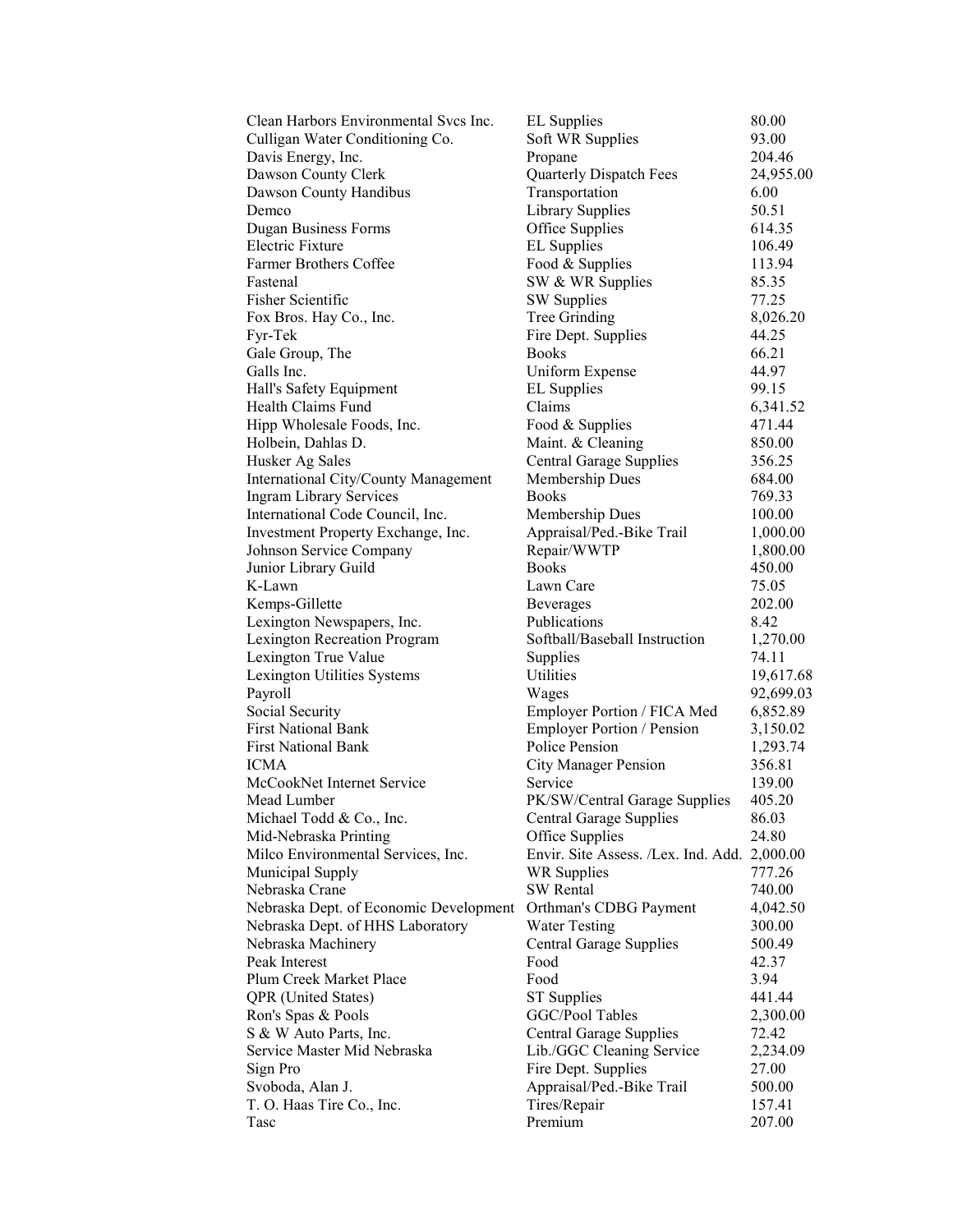| | | |
|---|---|---|
| Clean Harbors Environmental Svcs Inc. | EL Supplies | 80.00 |
| Culligan Water Conditioning Co. | Soft WR Supplies | 93.00 |
| Davis Energy, Inc. | Propane | 204.46 |
| Dawson County Clerk | Quarterly Dispatch Fees | 24,955.00 |
| Dawson County Handibus | Transportation | 6.00 |
| Demco | Library Supplies | 50.51 |
| Dugan Business Forms | Office Supplies | 614.35 |
| Electric Fixture | EL Supplies | 106.49 |
| Farmer Brothers Coffee | Food & Supplies | 113.94 |
| Fastenal | SW & WR Supplies | 85.35 |
| Fisher Scientific | SW Supplies | 77.25 |
| Fox Bros. Hay Co., Inc. | Tree Grinding | 8,026.20 |
| Fyr-Tek | Fire Dept. Supplies | 44.25 |
| Gale Group, The | Books | 66.21 |
| Galls Inc. | Uniform Expense | 44.97 |
| Hall's Safety Equipment | EL Supplies | 99.15 |
| Health Claims Fund | Claims | 6,341.52 |
| Hipp Wholesale Foods, Inc. | Food & Supplies | 471.44 |
| Holbein, Dahlas D. | Maint. & Cleaning | 850.00 |
| Husker Ag Sales | Central Garage Supplies | 356.25 |
| International City/County Management | Membership Dues | 684.00 |
| Ingram Library Services | Books | 769.33 |
| International Code Council, Inc. | Membership Dues | 100.00 |
| Investment Property Exchange, Inc. | Appraisal/Ped.-Bike Trail | 1,000.00 |
| Johnson Service Company | Repair/WWTP | 1,800.00 |
| Junior Library Guild | Books | 450.00 |
| K-Lawn | Lawn Care | 75.05 |
| Kemps-Gillette | Beverages | 202.00 |
| Lexington Newspapers, Inc. | Publications | 8.42 |
| Lexington Recreation Program | Softball/Baseball Instruction | 1,270.00 |
| Lexington True Value | Supplies | 74.11 |
| Lexington Utilities Systems | Utilities | 19,617.68 |
| Payroll | Wages | 92,699.03 |
| Social Security | Employer Portion / FICA Med | 6,852.89 |
| First National Bank | Employer Portion / Pension | 3,150.02 |
| First National Bank | Police Pension | 1,293.74 |
| ICMA | City Manager Pension | 356.81 |
| McCookNet Internet Service | Service | 139.00 |
| Mead Lumber | PK/SW/Central Garage Supplies | 405.20 |
| Michael Todd & Co., Inc. | Central Garage Supplies | 86.03 |
| Mid-Nebraska Printing | Office Supplies | 24.80 |
| Milco Environmental Services, Inc. | Envir. Site Assess. /Lex. Ind. Add. | 2,000.00 |
| Municipal Supply | WR Supplies | 777.26 |
| Nebraska Crane | SW Rental | 740.00 |
| Nebraska Dept. of Economic Development | Orthman's CDBG Payment | 4,042.50 |
| Nebraska Dept. of HHS Laboratory | Water Testing | 300.00 |
| Nebraska Machinery | Central Garage Supplies | 500.49 |
| Peak Interest | Food | 42.37 |
| Plum Creek Market Place | Food | 3.94 |
| QPR (United States) | ST Supplies | 441.44 |
| Ron's Spas & Pools | GGC/Pool Tables | 2,300.00 |
| S & W Auto Parts, Inc. | Central Garage Supplies | 72.42 |
| Service Master Mid Nebraska | Lib./GGC Cleaning Service | 2,234.09 |
| Sign Pro | Fire Dept. Supplies | 27.00 |
| Svoboda, Alan J. | Appraisal/Ped.-Bike Trail | 500.00 |
| T. O. Haas Tire Co., Inc. | Tires/Repair | 157.41 |
| Tasc | Premium | 207.00 |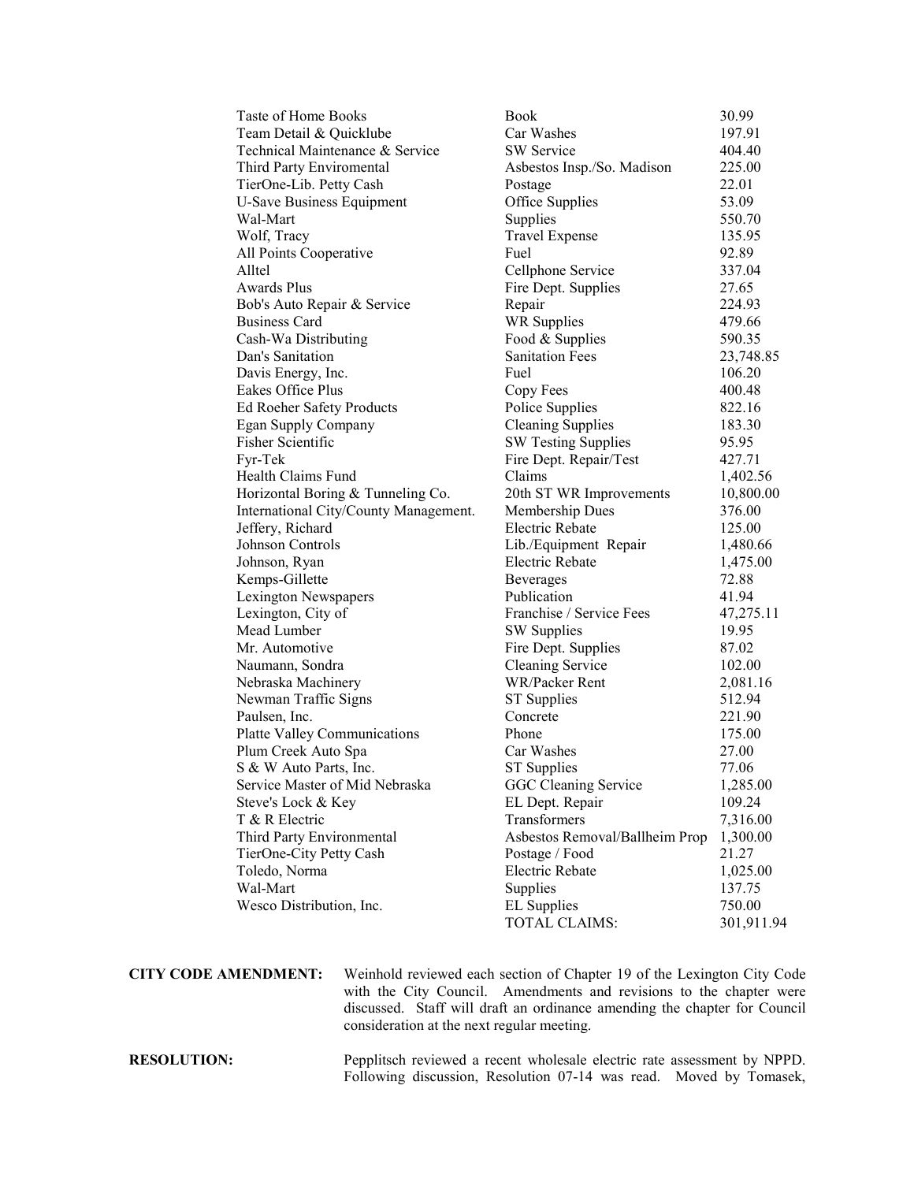| | | |
|---|---|---|
| Taste of Home Books | Book | 30.99 |
| Team Detail & Quicklube | Car Washes | 197.91 |
| Technical Maintenance & Service | SW Service | 404.40 |
| Third Party Enviromental | Asbestos Insp./So. Madison | 225.00 |
| TierOne-Lib. Petty Cash | Postage | 22.01 |
| U-Save Business Equipment | Office Supplies | 53.09 |
| Wal-Mart | Supplies | 550.70 |
| Wolf, Tracy | Travel Expense | 135.95 |
| All Points Cooperative | Fuel | 92.89 |
| Alltel | Cellphone Service | 337.04 |
| Awards Plus | Fire Dept. Supplies | 27.65 |
| Bob's Auto Repair & Service | Repair | 224.93 |
| Business Card | WR Supplies | 479.66 |
| Cash-Wa Distributing | Food & Supplies | 590.35 |
| Dan's Sanitation | Sanitation Fees | 23,748.85 |
| Davis Energy, Inc. | Fuel | 106.20 |
| Eakes Office Plus | Copy Fees | 400.48 |
| Ed Roeher Safety Products | Police Supplies | 822.16 |
| Egan Supply Company | Cleaning Supplies | 183.30 |
| Fisher Scientific | SW Testing Supplies | 95.95 |
| Fyr-Tek | Fire Dept. Repair/Test | 427.71 |
| Health Claims Fund | Claims | 1,402.56 |
| Horizontal Boring & Tunneling Co. | 20th ST WR Improvements | 10,800.00 |
| International City/County Management. | Membership Dues | 376.00 |
| Jeffery, Richard | Electric Rebate | 125.00 |
| Johnson Controls | Lib./Equipment Repair | 1,480.66 |
| Johnson, Ryan | Electric Rebate | 1,475.00 |
| Kemps-Gillette | Beverages | 72.88 |
| Lexington Newspapers | Publication | 41.94 |
| Lexington, City of | Franchise / Service Fees | 47,275.11 |
| Mead Lumber | SW Supplies | 19.95 |
| Mr. Automotive | Fire Dept. Supplies | 87.02 |
| Naumann, Sondra | Cleaning Service | 102.00 |
| Nebraska Machinery | WR/Packer Rent | 2,081.16 |
| Newman Traffic Signs | ST Supplies | 512.94 |
| Paulsen, Inc. | Concrete | 221.90 |
| Platte Valley Communications | Phone | 175.00 |
| Plum Creek Auto Spa | Car Washes | 27.00 |
| S & W Auto Parts, Inc. | ST Supplies | 77.06 |
| Service Master of Mid Nebraska | GGC Cleaning Service | 1,285.00 |
| Steve's Lock & Key | EL Dept. Repair | 109.24 |
| T & R Electric | Transformers | 7,316.00 |
| Third Party Environmental | Asbestos Removal/Ballheim Prop | 1,300.00 |
| TierOne-City Petty Cash | Postage / Food | 21.27 |
| Toledo, Norma | Electric Rebate | 1,025.00 |
| Wal-Mart | Supplies | 137.75 |
| Wesco Distribution, Inc. | EL Supplies | 750.00 |
| | TOTAL CLAIMS: | 301,911.94 |

**CITY CODE AMENDMENT:** Weinhold reviewed each section of Chapter 19 of the Lexington City Code with the City Council. Amendments and revisions to the chapter were discussed. Staff will draft an ordinance amending the chapter for Council consideration at the next regular meeting.

**RESOLUTION:** Pepplitsch reviewed a recent wholesale electric rate assessment by NPPD. Following discussion, Resolution 07-14 was read. Moved by Tomasek,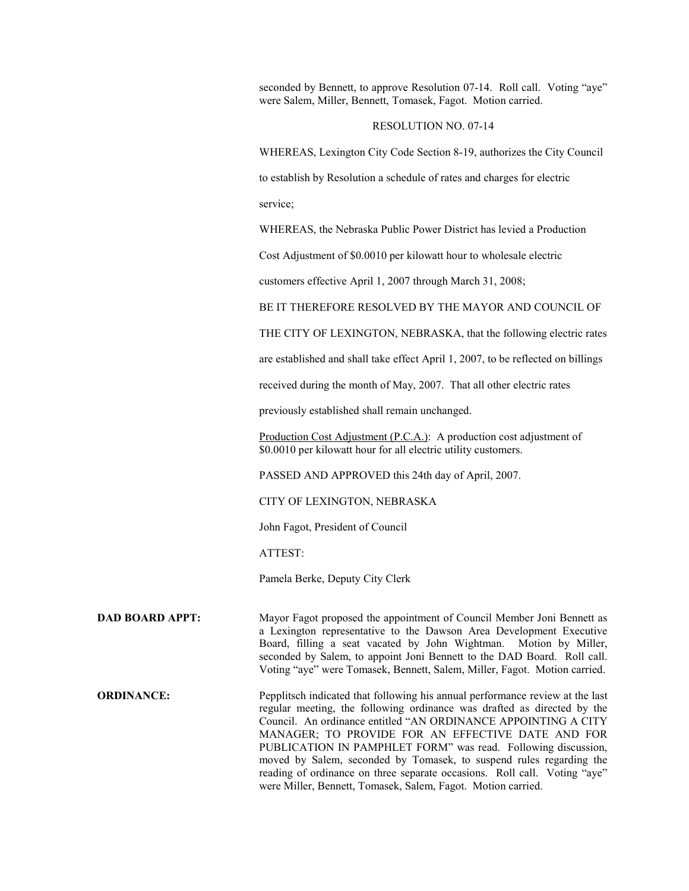seconded by Bennett, to approve Resolution 07-14. Roll call. Voting "aye" were Salem, Miller, Bennett, Tomasek, Fagot. Motion carried.

RESOLUTION NO. 07-14

WHEREAS, Lexington City Code Section 8-19, authorizes the City Council to establish by Resolution a schedule of rates and charges for electric service;

WHEREAS, the Nebraska Public Power District has levied a Production Cost Adjustment of $0.0010 per kilowatt hour to wholesale electric customers effective April 1, 2007 through March 31, 2008;

BE IT THEREFORE RESOLVED BY THE MAYOR AND COUNCIL OF THE CITY OF LEXINGTON, NEBRASKA, that the following electric rates are established and shall take effect April 1, 2007, to be reflected on billings received during the month of May, 2007. That all other electric rates previously established shall remain unchanged.

Production Cost Adjustment (P.C.A.): A production cost adjustment of $0.0010 per kilowatt hour for all electric utility customers.

PASSED AND APPROVED this 24th day of April, 2007.

CITY OF LEXINGTON, NEBRASKA

John Fagot, President of Council

ATTEST:

Pamela Berke, Deputy City Clerk

**DAD BOARD APPT:** Mayor Fagot proposed the appointment of Council Member Joni Bennett as a Lexington representative to the Dawson Area Development Executive Board, filling a seat vacated by John Wightman. Motion by Miller, seconded by Salem, to appoint Joni Bennett to the DAD Board. Roll call. Voting "aye" were Tomasek, Bennett, Salem, Miller, Fagot. Motion carried.

**ORDINANCE:** Pepplitsch indicated that following his annual performance review at the last regular meeting, the following ordinance was drafted as directed by the Council. An ordinance entitled "AN ORDINANCE APPOINTING A CITY MANAGER; TO PROVIDE FOR AN EFFECTIVE DATE AND FOR PUBLICATION IN PAMPHLET FORM" was read. Following discussion, moved by Salem, seconded by Tomasek, to suspend rules regarding the reading of ordinance on three separate occasions. Roll call. Voting "aye" were Miller, Bennett, Tomasek, Salem, Fagot. Motion carried.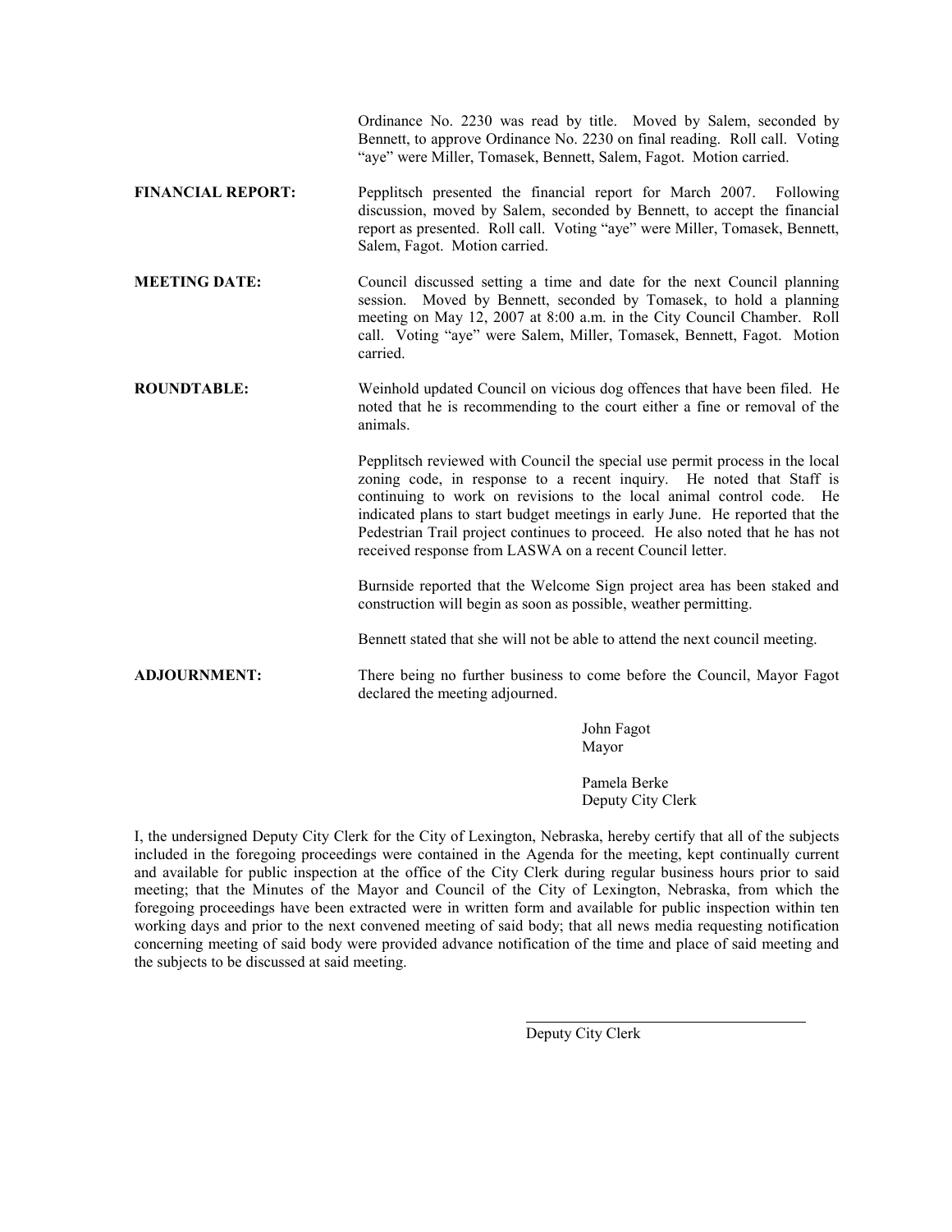Ordinance No. 2230 was read by title. Moved by Salem, seconded by Bennett, to approve Ordinance No. 2230 on final reading. Roll call. Voting "aye" were Miller, Tomasek, Bennett, Salem, Fagot. Motion carried.

**FINANCIAL REPORT:** Pepplitsch presented the financial report for March 2007. Following discussion, moved by Salem, seconded by Bennett, to accept the financial report as presented. Roll call. Voting "aye" were Miller, Tomasek, Bennett, Salem, Fagot. Motion carried.

**MEETING DATE:** Council discussed setting a time and date for the next Council planning session. Moved by Bennett, seconded by Tomasek, to hold a planning meeting on May 12, 2007 at 8:00 a.m. in the City Council Chamber. Roll call. Voting "aye" were Salem, Miller, Tomasek, Bennett, Fagot. Motion carried.

**ROUNDTABLE:** Weinhold updated Council on vicious dog offences that have been filed. He noted that he is recommending to the court either a fine or removal of the animals.

Pepplitsch reviewed with Council the special use permit process in the local zoning code, in response to a recent inquiry. He noted that Staff is continuing to work on revisions to the local animal control code. He indicated plans to start budget meetings in early June. He reported that the Pedestrian Trail project continues to proceed. He also noted that he has not received response from LASWA on a recent Council letter.

Burnside reported that the Welcome Sign project area has been staked and construction will begin as soon as possible, weather permitting.

Bennett stated that she will not be able to attend the next council meeting.

**ADJOURNMENT:** There being no further business to come before the Council, Mayor Fagot declared the meeting adjourned.

John Fagot
Mayor

Pamela Berke
Deputy City Clerk

I, the undersigned Deputy City Clerk for the City of Lexington, Nebraska, hereby certify that all of the subjects included in the foregoing proceedings were contained in the Agenda for the meeting, kept continually current and available for public inspection at the office of the City Clerk during regular business hours prior to said meeting; that the Minutes of the Mayor and Council of the City of Lexington, Nebraska, from which the foregoing proceedings have been extracted were in written form and available for public inspection within ten working days and prior to the next convened meeting of said body; that all news media requesting notification concerning meeting of said body were provided advance notification of the time and place of said meeting and the subjects to be discussed at said meeting.

Deputy City Clerk